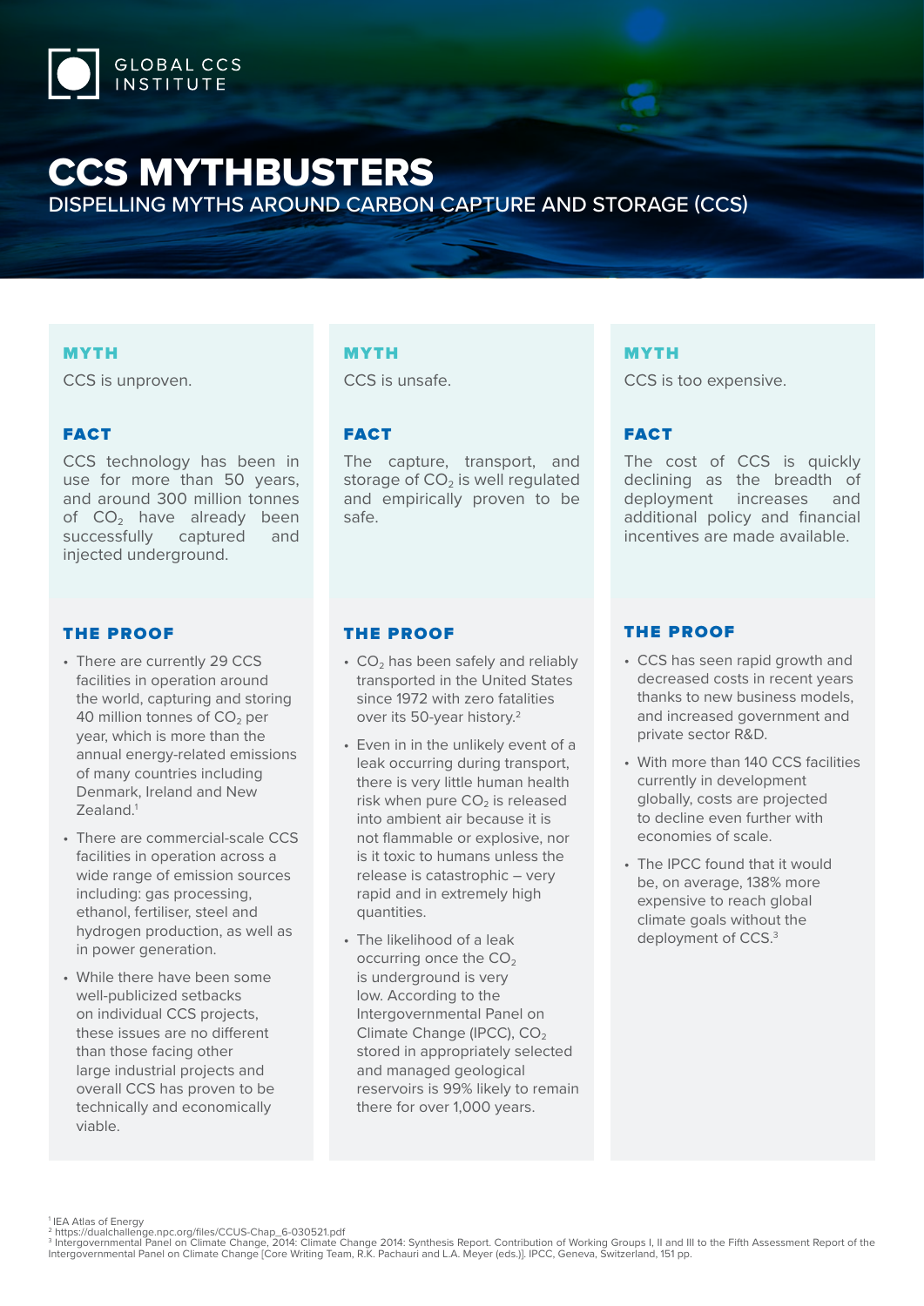GLOBAL CCS INSTITUTE

# CCS MYTHBUSTERS

## DISPELLING MYTHS AROUND CARBON CAPTURE AND STORAGE (CCS)

### MYTH

CCS is unproven.

### FACT

CCS technology has been in use for more than 50 years, and around 300 million tonnes of $CO_2$ have already been successfully captured and injected underground.

### THE PROOF

- There are currently 29 CCS facilities in operation around the world, capturing and storing 40 million tonnes of $CO_2$ per year, which is more than the annual energy-related emissions of many countries including Denmark, Ireland and New Zealand.[1]
- There are commercial-scale CCS facilities in operation across a wide range of emission sources including: gas processing, ethanol, fertiliser, steel and hydrogen production, as well as in power generation.
- While there have been some well-publicized setbacks on individual CCS projects, these issues are no different than those facing other large industrial projects and overall CCS has proven to be technically and economically viable.

### MYTH

CCS is unsafe.

### FACT

The capture, transport, and storage of $CO_2$ is well regulated and empirically proven to be safe.

### THE PROOF

- $CO_2$ has been safely and reliably transported in the United States since 1972 with zero fatalities over its 50-year history.[2]
- Even in in the unlikely event of a leak occurring during transport, there is very little human health risk when pure $CO_2$ is released into ambient air because it is not flammable or explosive, nor is it toxic to humans unless the release is catastrophic – very rapid and in extremely high quantities.
- The likelihood of a leak occurring once the $CO_2$ is underground is very low. According to the Intergovernmental Panel on Climate Change (IPCC), $CO_2$ stored in appropriately selected and managed geological reservoirs is 99% likely to remain there for over 1,000 years.

### MYTH

CCS is too expensive.

### FACT

The cost of CCS is quickly declining as the breadth of deployment increases and additional policy and financial incentives are made available.

### THE PROOF

- CCS has seen rapid growth and decreased costs in recent years thanks to new business models, and increased government and private sector R&D.
- With more than 140 CCS facilities currently in development globally, costs are projected to decline even further with economies of scale.
- The IPCC found that it would be, on average, 138% more expensive to reach global climate goals without the deployment of CCS.[3]

---

[1] IEA Atlas of Energy
[2] https://dualchallenge.npc.org/files/CCUS-Chap_6-030521.pdf
[3] Intergovernmental Panel on Climate Change, 2014: Climate Change 2014: Synthesis Report. Contribution of Working Groups I, II and III to the Fifth Assessment Report of the Intergovernmental Panel on Climate Change [Core Writing Team, R.K. Pachauri and L.A. Meyer (eds.)]. IPCC, Geneva, Switzerland, 151 pp.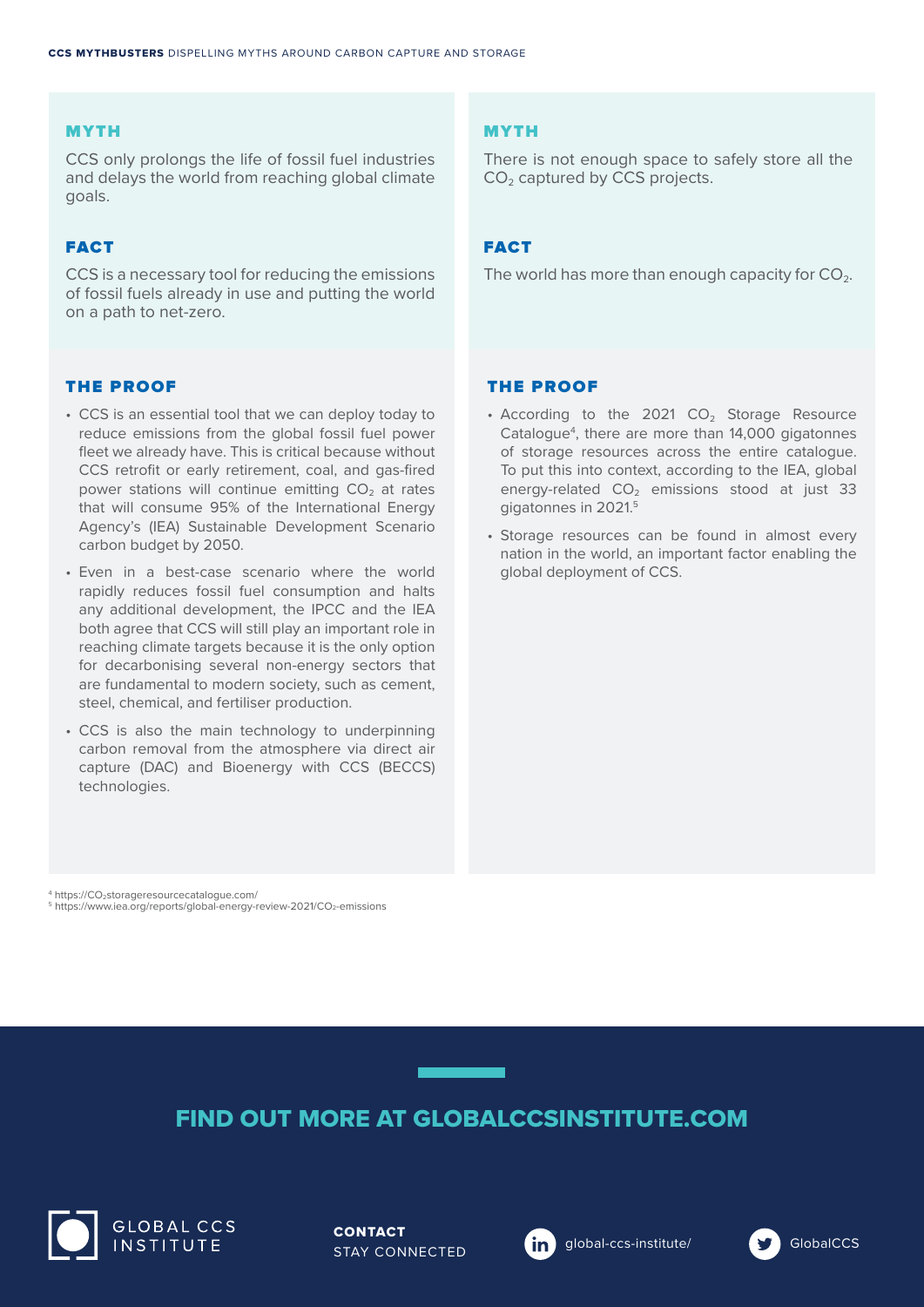## MYTH

CCS only prolongs the life of fossil fuel industries and delays the world from reaching global climate goals.

## FACT

CCS is a necessary tool for reducing the emissions of fossil fuels already in use and putting the world on a path to net-zero.

## THE PROOF

- CCS is an essential tool that we can deploy today to reduce emissions from the global fossil fuel power fleet we already have. This is critical because without CCS retrofit or early retirement, coal, and gas-fired power stations will continue emitting $CO_2$ at rates that will consume 95% of the International Energy Agency's (IEA) Sustainable Development Scenario carbon budget by 2050.
- Even in a best-case scenario where the world rapidly reduces fossil fuel consumption and halts any additional development, the IPCC and the IEA both agree that CCS will still play an important role in reaching climate targets because it is the only option for decarbonising several non-energy sectors that are fundamental to modern society, such as cement, steel, chemical, and fertiliser production.
- CCS is also the main technology to underpinning carbon removal from the atmosphere via direct air capture (DAC) and Bioenergy with CCS (BECCS) technologies.

## MYTH

There is not enough space to safely store all the $CO_2$ captured by CCS projects.

## FACT

The world has more than enough capacity for $CO_2$.

## THE PROOF

- According to the 2021 $CO_2$ Storage Resource Catalogue[4], there are more than 14,000 gigatonnes of storage resources across the entire catalogue. To put this into context, according to the IEA, global energy-related $CO_2$ emissions stood at just 33 gigatonnes in 2021.[5]
- Storage resources can be found in almost every nation in the world, an important factor enabling the global deployment of CCS.

[4] https://CO₂storageresourcecatalogue.com/
[5] https://www.iea.org/reports/global-energy-review-2021/CO₂-emissions

## FIND OUT MORE AT GLOBALCCSINSTITUTE.COM

GLOBAL CCS INSTITUTE

**CONTACT**
STAY CONNECTED

global-ccs-institute/

GlobalCCS